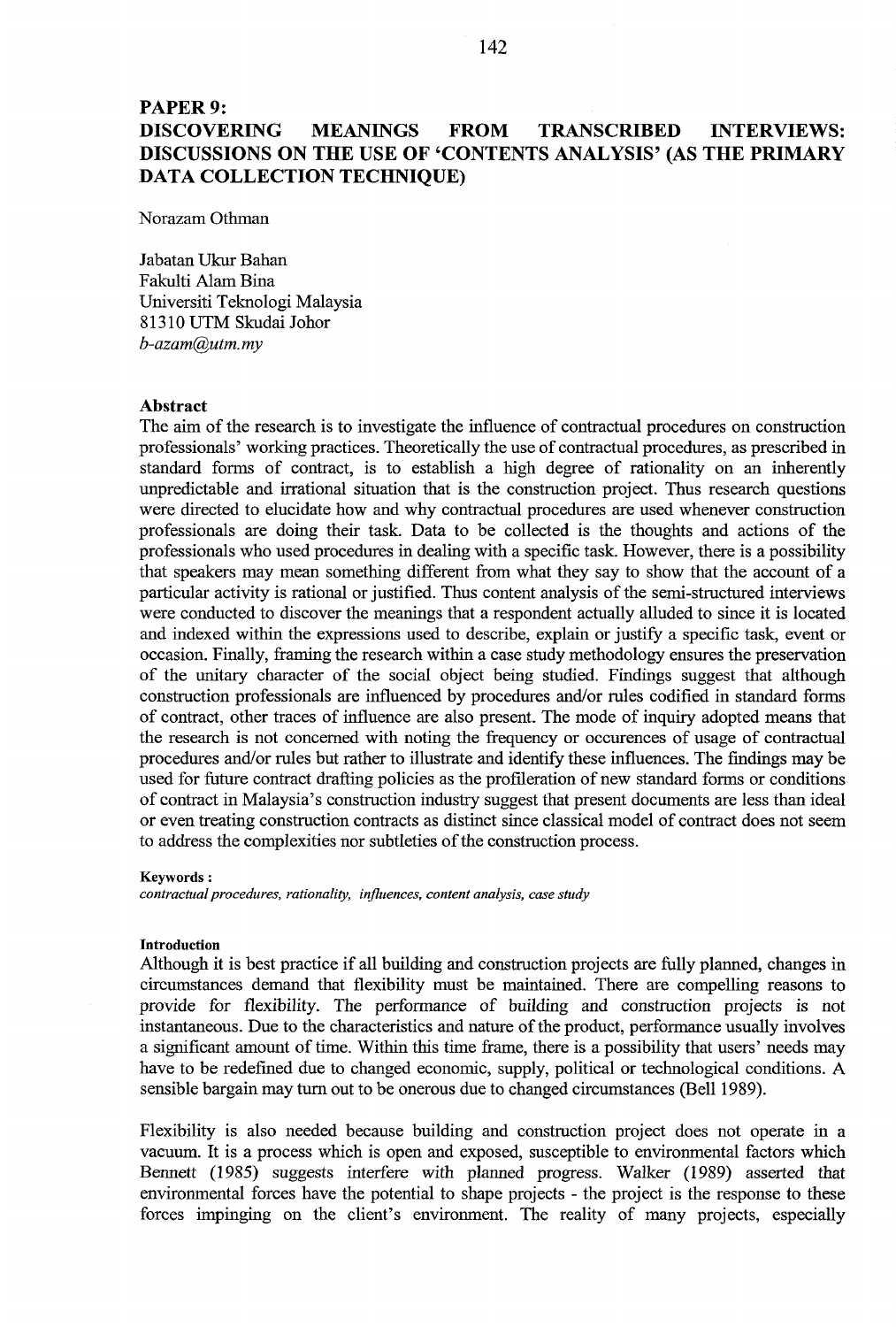# PAPER 9: DISCOVERING MEANINGS FROM TRANSCRIBED INTERVIEWS: DISCUSSIONS ON THE USE OF 'CONTENTS ANALYSIS' (AS THE PRIMARY DATA COLLECTION TECHNIQUE)

Norazam Othman

Jabatan Ukur Bahan
Fakulti Alam Bina
Universiti Teknologi Malaysia
81310 UTM Skudai Johor
*b-azam@utm.my*

## Abstract

The aim of the research is to investigate the influence of contractual procedures on construction professionals' working practices. Theoretically the use of contractual procedures, as prescribed in standard forms of contract, is to establish a high degree of rationality on an inherently unpredictable and irrational situation that is the construction project. Thus research questions were directed to elucidate how and why contractual procedures are used whenever construction professionals are doing their task. Data to be collected is the thoughts and actions of the professionals who used procedures in dealing with a specific task. However, there is a possibility that speakers may mean something different from what they say to show that the account of a particular activity is rational or justified. Thus content analysis of the semi-structured interviews were conducted to discover the meanings that a respondent actually alluded to since it is located and indexed within the expressions used to describe, explain or justify a specific task, event or occasion. Finally, framing the research within a case study methodology ensures the preservation of the unitary character of the social object being studied. Findings suggest that although construction professionals are influenced by procedures and/or rules codified in standard forms of contract, other traces of influence are also present. The mode of inquiry adopted means that the research is not concerned with noting the frequency or occurences of usage of contractual procedures and/or rules but rather to illustrate and identify these influences. The findings may be used for future contract drafting policies as the profileration of new standard forms or conditions of contract in Malaysia's construction industry suggest that present documents are less than ideal or even treating construction contracts as distinct since classical model of contract does not seem to address the complexities nor subtleties of the construction process.

**Keywords :**
*contractual procedures, rationality, influences, content analysis, case study*

## Introduction

Although it is best practice if all building and construction projects are fully planned, changes in circumstances demand that flexibility must be maintained. There are compelling reasons to provide for flexibility. The performance of building and construction projects is not instantaneous. Due to the characteristics and nature of the product, performance usually involves a significant amount of time. Within this time frame, there is a possibility that users' needs may have to be redefined due to changed economic, supply, political or technological conditions. A sensible bargain may turn out to be onerous due to changed circumstances (Bell 1989).

Flexibility is also needed because building and construction project does not operate in a vacuum. It is a process which is open and exposed, susceptible to environmental factors which Bennett (1985) suggests interfere with planned progress. Walker (1989) asserted that environmental forces have the potential to shape projects - the project is the response to these forces impinging on the client's environment. The reality of many projects, especially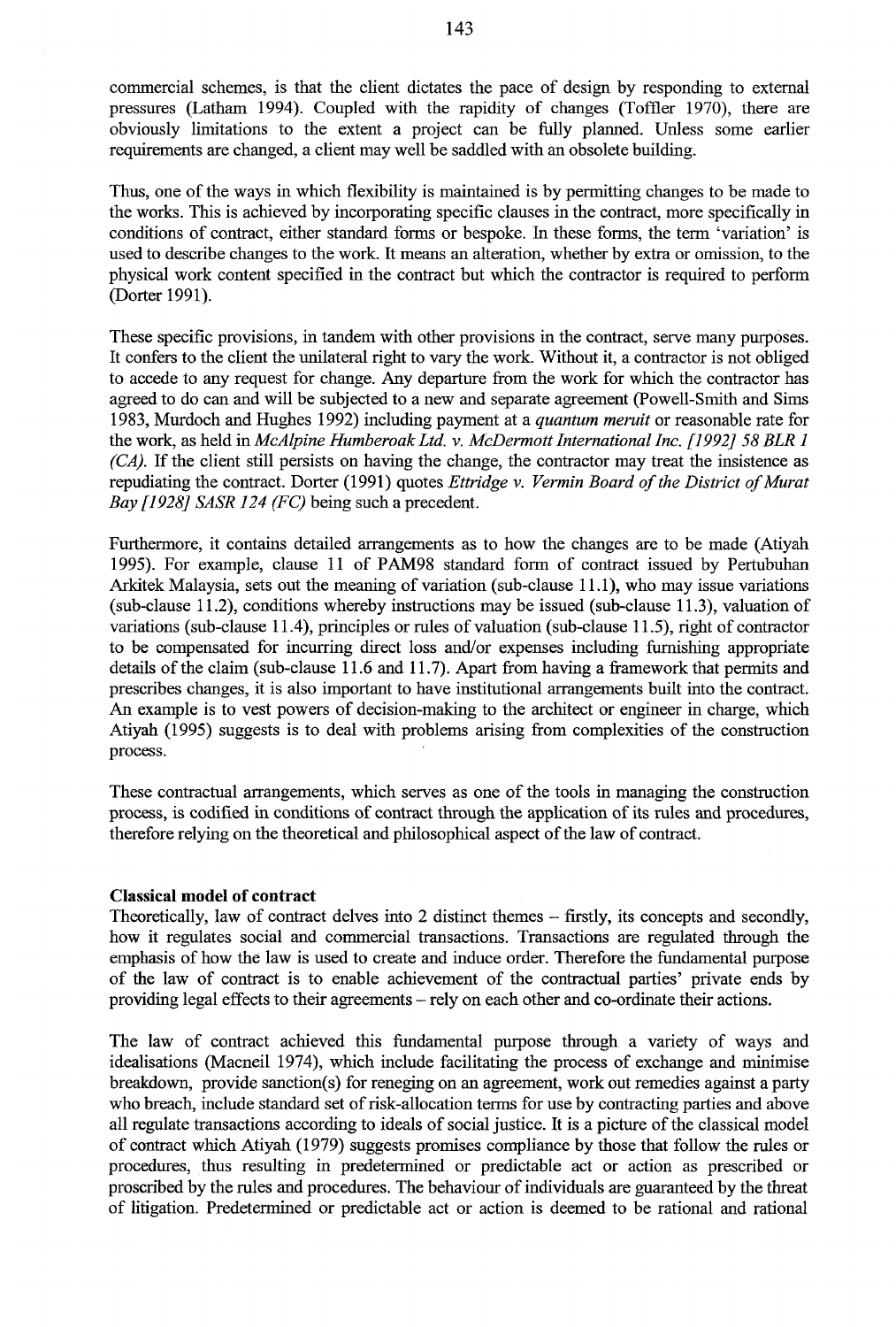commercial schemes, is that the client dictates the pace of design by responding to external pressures (Latham 1994). Coupled with the rapidity of changes (Toffler 1970), there are obviously limitations to the extent a project can be fully planned. Unless some earlier requirements are changed, a client may well be saddled with an obsolete building.

Thus, one of the ways in which flexibility is maintained is by permitting changes to be made to the works. This is achieved by incorporating specific clauses in the contract, more specifically in conditions of contract, either standard forms or bespoke. In these forms, the term 'variation' is used to describe changes to the work. It means an alteration, whether by extra or omission, to the physical work content specified in the contract but which the contractor is required to perform (Dorter 1991).

These specific provisions, in tandem with other provisions in the contract, serve many purposes. It confers to the client the unilateral right to vary the work. Without it, a contractor is not obliged to accede to any request for change. Any departure from the work for which the contractor has agreed to do can and will be subjected to a new and separate agreement (Powell-Smith and Sims 1983, Murdoch and Hughes 1992) including payment at a *quantum meruit* or reasonable rate for the work, as held in *McAlpine Humberoak Ltd. v. McDermott International Inc. [1992] 58 BLR 1 (CA).* If the client still persists on having the change, the contractor may treat the insistence as repudiating the contract. Dorter (1991) quotes *Ettridge v. Vermin Board of the District of Murat Bay [1928] SASR 124 (FC)* being such a precedent.

Furthermore, it contains detailed arrangements as to how the changes are to be made (Atiyah 1995). For example, clause 11 of PAM98 standard form of contract issued by Pertubuhan Arkitek Malaysia, sets out the meaning of variation (sub-clause 11.1), who may issue variations (sub-clause 11.2), conditions whereby instructions may be issued (sub-clause 11.3), valuation of variations (sub-clause 11.4), principles or rules of valuation (sub-clause 11.5), right of contractor to be compensated for incurring direct loss and/or expenses including furnishing appropriate details of the claim (sub-clause 11.6 and 11.7). Apart from having a framework that permits and prescribes changes, it is also important to have institutional arrangements built into the contract. An example is to vest powers of decision-making to the architect or engineer in charge, which Atiyah (1995) suggests is to deal with problems arising from complexities of the construction process.

These contractual arrangements, which serves as one of the tools in managing the construction process, is codified in conditions of contract through the application of its rules and procedures, therefore relying on the theoretical and philosophical aspect of the law of contract.

**Classical model of contract**

Theoretically, law of contract delves into 2 distinct themes – firstly, its concepts and secondly, how it regulates social and commercial transactions. Transactions are regulated through the emphasis of how the law is used to create and induce order. Therefore the fundamental purpose of the law of contract is to enable achievement of the contractual parties' private ends by providing legal effects to their agreements – rely on each other and co-ordinate their actions.

The law of contract achieved this fundamental purpose through a variety of ways and idealisations (Macneil 1974), which include facilitating the process of exchange and minimise breakdown, provide sanction(s) for reneging on an agreement, work out remedies against a party who breach, include standard set of risk-allocation terms for use by contracting parties and above all regulate transactions according to ideals of social justice. It is a picture of the classical model of contract which Atiyah (1979) suggests promises compliance by those that follow the rules or procedures, thus resulting in predetermined or predictable act or action as prescribed or proscribed by the rules and procedures. The behaviour of individuals are guaranteed by the threat of litigation. Predetermined or predictable act or action is deemed to be rational and rational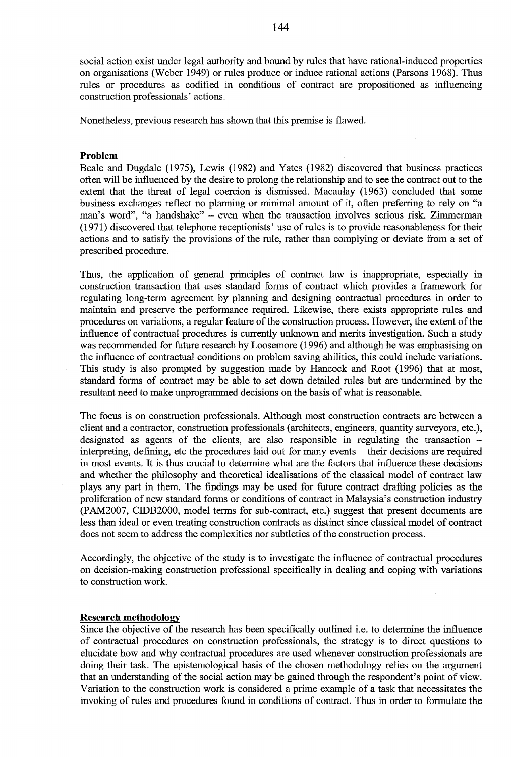social action exist under legal authority and bound by rules that have rational-induced properties on organisations (Weber 1949) or rules produce or induce rational actions (Parsons 1968). Thus rules or procedures as codified in conditions of contract are propositioned as influencing construction professionals' actions.

Nonetheless, previous research has shown that this premise is flawed.

**Problem**

Beale and Dugdale (1975), Lewis (1982) and Yates (1982) discovered that business practices often will be influenced by the desire to prolong the relationship and to see the contract out to the extent that the threat of legal coercion is dismissed. Macaulay (1963) concluded that some business exchanges reflect no planning or minimal amount of it, often preferring to rely on "a man's word", "a handshake" – even when the transaction involves serious risk. Zimmerman (1971) discovered that telephone receptionists' use of rules is to provide reasonableness for their actions and to satisfy the provisions of the rule, rather than complying or deviate from a set of prescribed procedure.

Thus, the application of general principles of contract law is inappropriate, especially in construction transaction that uses standard forms of contract which provides a framework for regulating long-term agreement by planning and designing contractual procedures in order to maintain and preserve the performance required. Likewise, there exists appropriate rules and procedures on variations, a regular feature of the construction process. However, the extent of the influence of contractual procedures is currently unknown and merits investigation. Such a study was recommended for future research by Loosemore (1996) and although he was emphasising on the influence of contractual conditions on problem saving abilities, this could include variations. This study is also prompted by suggestion made by Hancock and Root (1996) that at most, standard forms of contract may be able to set down detailed rules but are undermined by the resultant need to make unprogrammed decisions on the basis of what is reasonable.

The focus is on construction professionals. Although most construction contracts are between a client and a contractor, construction professionals (architects, engineers, quantity surveyors, etc.), designated as agents of the clients, are also responsible in regulating the transaction – interpreting, defining, etc the procedures laid out for many events – their decisions are required in most events. It is thus crucial to determine what are the factors that influence these decisions and whether the philosophy and theoretical idealisations of the classical model of contract law plays any part in them. The findings may be used for future contract drafting policies as the proliferation of new standard forms or conditions of contract in Malaysia's construction industry (PAM2007, CIDB2000, model terms for sub-contract, etc.) suggest that present documents are less than ideal or even treating construction contracts as distinct since classical model of contract does not seem to address the complexities nor subtleties of the construction process.

Accordingly, the objective of the study is to investigate the influence of contractual procedures on decision-making construction professional specifically in dealing and coping with variations to construction work.

**Research methodology**

Since the objective of the research has been specifically outlined i.e. to determine the influence of contractual procedures on construction professionals, the strategy is to direct questions to elucidate how and why contractual procedures are used whenever construction professionals are doing their task. The epistemological basis of the chosen methodology relies on the argument that an understanding of the social action may be gained through the respondent's point of view. Variation to the construction work is considered a prime example of a task that necessitates the invoking of rules and procedures found in conditions of contract. Thus in order to formulate the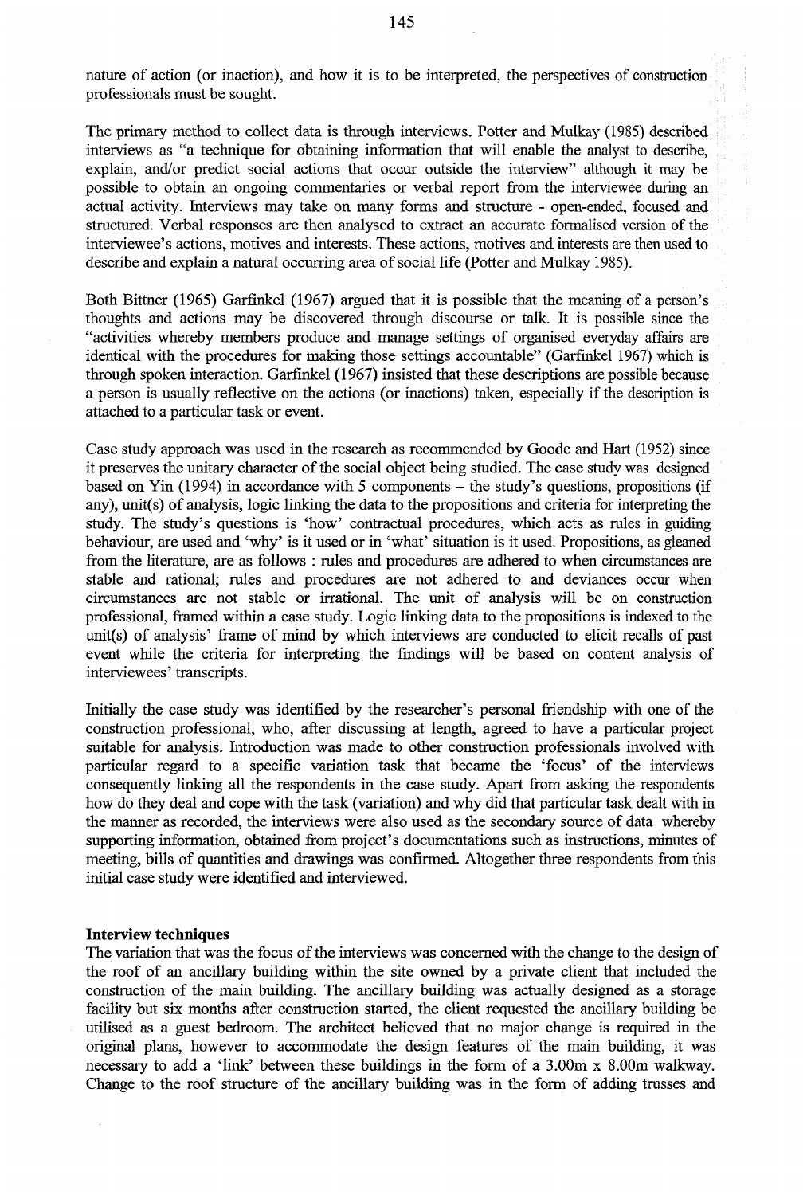nature of action (or inaction), and how it is to be interpreted, the perspectives of construction professionals must be sought.

The primary method to collect data is through interviews. Potter and Mulkay (1985) described interviews as "a technique for obtaining information that will enable the analyst to describe, explain, and/or predict social actions that occur outside the interview" although it may be possible to obtain an ongoing commentaries or verbal report from the interviewee during an actual activity. Interviews may take on many forms and structure - open-ended, focused and structured. Verbal responses are then analysed to extract an accurate formalised version of the interviewee's actions, motives and interests. These actions, motives and interests are then used to describe and explain a natural occurring area of social life (Potter and Mulkay 1985).

Both Bittner (1965) Garfinkel (1967) argued that it is possible that the meaning of a person's thoughts and actions may be discovered through discourse or talk. It is possible since the "activities whereby members produce and manage settings of organised everyday affairs are identical with the procedures for making those settings accountable" (Garfinkel 1967) which is through spoken interaction. Garfinkel (1967) insisted that these descriptions are possible because a person is usually reflective on the actions (or inactions) taken, especially if the description is attached to a particular task or event.

Case study approach was used in the research as recommended by Goode and Hart (1952) since it preserves the unitary character of the social object being studied. The case study was designed based on Yin (1994) in accordance with 5 components – the study's questions, propositions (if any), unit(s) of analysis, logic linking the data to the propositions and criteria for interpreting the study. The study's questions is 'how' contractual procedures, which acts as rules in guiding behaviour, are used and 'why' is it used or in 'what' situation is it used. Propositions, as gleaned from the literature, are as follows : rules and procedures are adhered to when circumstances are stable and rational; rules and procedures are not adhered to and deviances occur when circumstances are not stable or irrational. The unit of analysis will be on construction professional, framed within a case study. Logic linking data to the propositions is indexed to the unit(s) of analysis' frame of mind by which interviews are conducted to elicit recalls of past event while the criteria for interpreting the findings will be based on content analysis of interviewees' transcripts.

Initially the case study was identified by the researcher's personal friendship with one of the construction professional, who, after discussing at length, agreed to have a particular project suitable for analysis. Introduction was made to other construction professionals involved with particular regard to a specific variation task that became the 'focus' of the interviews consequently linking all the respondents in the case study. Apart from asking the respondents how do they deal and cope with the task (variation) and why did that particular task dealt with in the manner as recorded, the interviews were also used as the secondary source of data whereby supporting information, obtained from project's documentations such as instructions, minutes of meeting, bills of quantities and drawings was confirmed. Altogether three respondents from this initial case study were identified and interviewed.

**Interview techniques**

The variation that was the focus of the interviews was concerned with the change to the design of the roof of an ancillary building within the site owned by a private client that included the construction of the main building. The ancillary building was actually designed as a storage facility but six months after construction started, the client requested the ancillary building be utilised as a guest bedroom. The architect believed that no major change is required in the original plans, however to accommodate the design features of the main building, it was necessary to add a 'link' between these buildings in the form of a 3.00m x 8.00m walkway. Change to the roof structure of the ancillary building was in the form of adding trusses and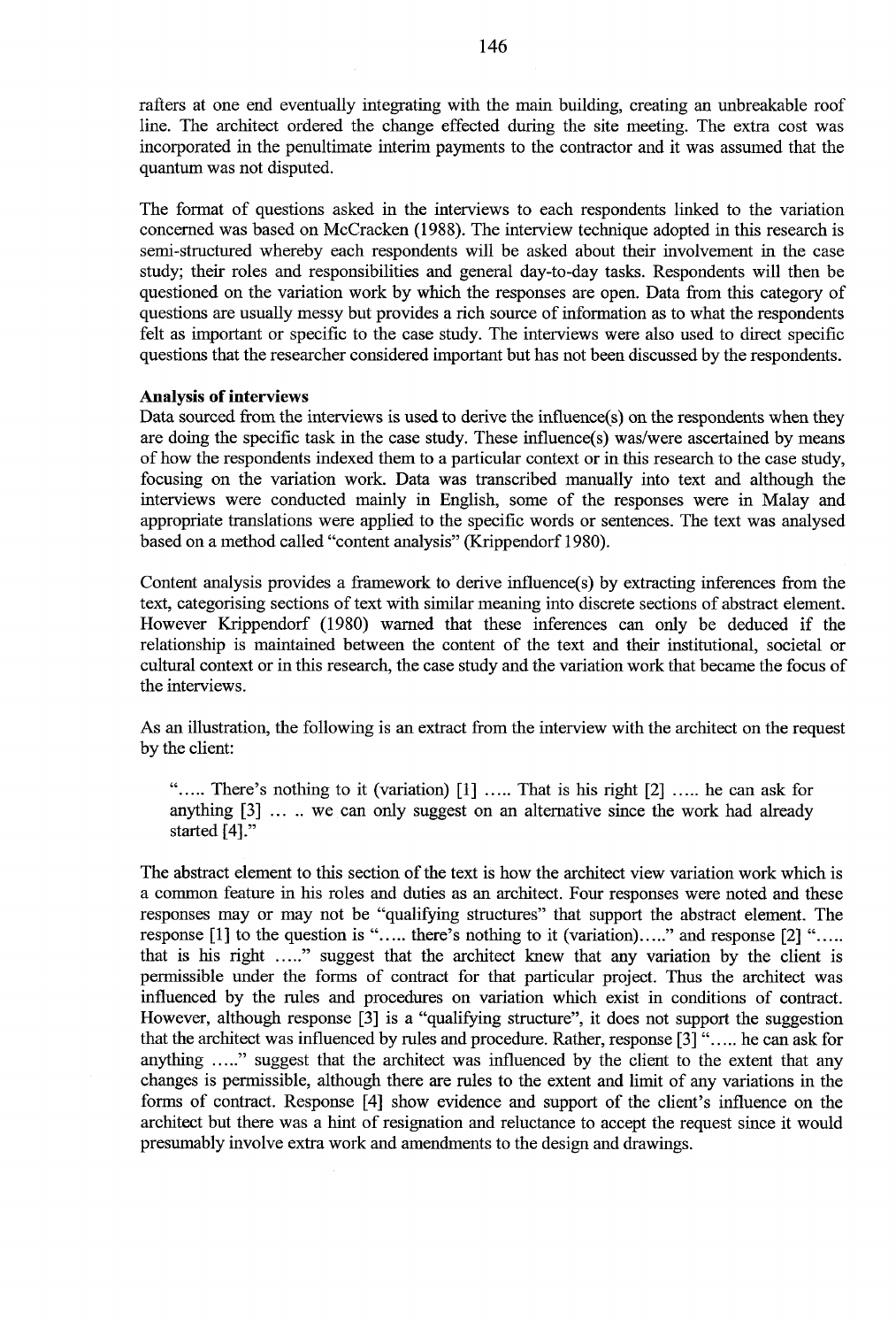rafters at one end eventually integrating with the main building, creating an unbreakable roof line. The architect ordered the change effected during the site meeting. The extra cost was incorporated in the penultimate interim payments to the contractor and it was assumed that the quantum was not disputed.

The format of questions asked in the interviews to each respondents linked to the variation concerned was based on McCracken (1988). The interview technique adopted in this research is semi-structured whereby each respondents will be asked about their involvement in the case study; their roles and responsibilities and general day-to-day tasks. Respondents will then be questioned on the variation work by which the responses are open. Data from this category of questions are usually messy but provides a rich source of information as to what the respondents felt as important or specific to the case study. The interviews were also used to direct specific questions that the researcher considered important but has not been discussed by the respondents.

**Analysis of interviews**

Data sourced from the interviews is used to derive the influence(s) on the respondents when they are doing the specific task in the case study. These influence(s) was/were ascertained by means of how the respondents indexed them to a particular context or in this research to the case study, focusing on the variation work. Data was transcribed manually into text and although the interviews were conducted mainly in English, some of the responses were in Malay and appropriate translations were applied to the specific words or sentences. The text was analysed based on a method called "content analysis" (Krippendorf 1980).

Content analysis provides a framework to derive influence(s) by extracting inferences from the text, categorising sections of text with similar meaning into discrete sections of abstract element. However Krippendorf (1980) warned that these inferences can only be deduced if the relationship is maintained between the content of the text and their institutional, societal or cultural context or in this research, the case study and the variation work that became the focus of the interviews.

As an illustration, the following is an extract from the interview with the architect on the request by the client:

> "..... There's nothing to it (variation) [1] ..... That is his right [2] ..... he can ask for anything [3] ... .. we can only suggest on an alternative since the work had already started [4]."

The abstract element to this section of the text is how the architect view variation work which is a common feature in his roles and duties as an architect. Four responses were noted and these responses may or may not be "qualifying structures" that support the abstract element. The response [1] to the question is "..... there's nothing to it (variation)....." and response [2] "..... that is his right ....." suggest that the architect knew that any variation by the client is permissible under the forms of contract for that particular project. Thus the architect was influenced by the rules and procedures on variation which exist in conditions of contract. However, although response [3] is a "qualifying structure", it does not support the suggestion that the architect was influenced by rules and procedure. Rather, response [3] "..... he can ask for anything ....." suggest that the architect was influenced by the client to the extent that any changes is permissible, although there are rules to the extent and limit of any variations in the forms of contract. Response [4] show evidence and support of the client's influence on the architect but there was a hint of resignation and reluctance to accept the request since it would presumably involve extra work and amendments to the design and drawings.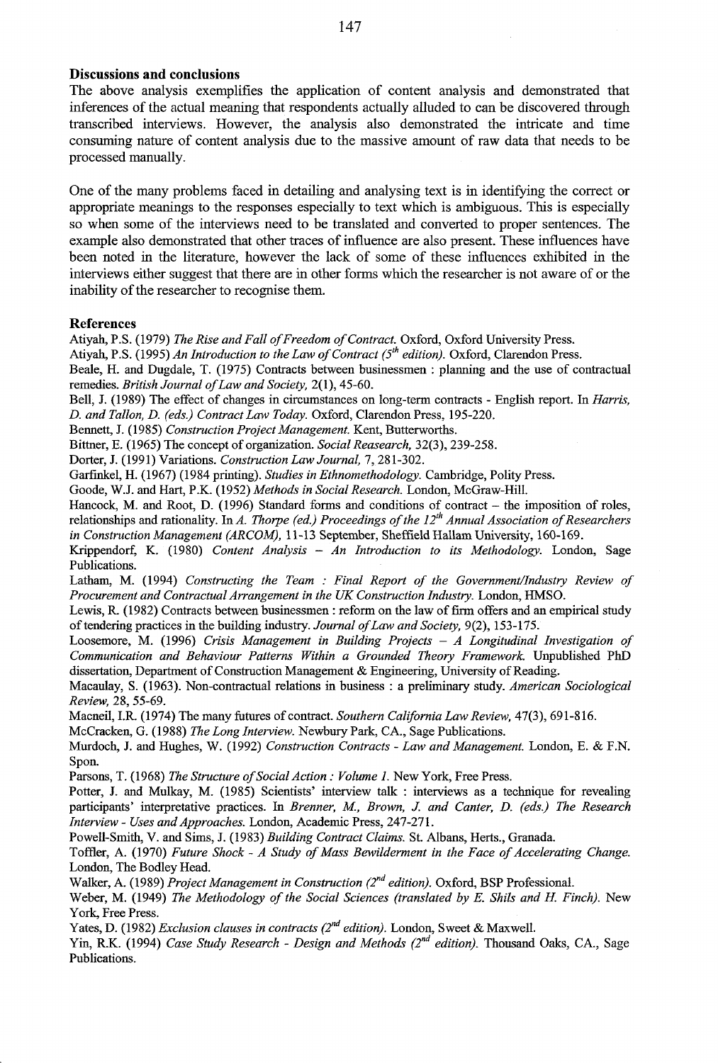## Discussions and conclusions

The above analysis exemplifies the application of content analysis and demonstrated that inferences of the actual meaning that respondents actually alluded to can be discovered through transcribed interviews. However, the analysis also demonstrated the intricate and time consuming nature of content analysis due to the massive amount of raw data that needs to be processed manually.

One of the many problems faced in detailing and analysing text is in identifying the correct or appropriate meanings to the responses especially to text which is ambiguous. This is especially so when some of the interviews need to be translated and converted to proper sentences. The example also demonstrated that other traces of influence are also present. These influences have been noted in the literature, however the lack of some of these influences exhibited in the interviews either suggest that there are in other forms which the researcher is not aware of or the inability of the researcher to recognise them.

## References

Atiyah, P.S. (1979) *The Rise and Fall of Freedom of Contract.* Oxford, Oxford University Press.

Atiyah, P.S. (1995) *An Introduction to the Law of Contract (5th edition).* Oxford, Clarendon Press.

Beale, H. and Dugdale, T. (1975) Contracts between businessmen : planning and the use of contractual remedies. *British Journal of Law and Society,* 2(1), 45-60.

Bell, J. (1989) The effect of changes in circumstances on long-term contracts - English report. In *Harris, D. and Tallon, D. (eds.) Contract Law Today.* Oxford, Clarendon Press, 195-220.

Bennett, J. (1985) *Construction Project Management.* Kent, Butterworths.

Bittner, E. (1965) The concept of organization. *Social Reasearch,* 32(3), 239-258.

Dorter, J. (1991) Variations. *Construction Law Journal,* 7, 281-302.

Garfinkel, H. (1967) (1984 printing). *Studies in Ethnomethodology.* Cambridge, Polity Press.

Goode, W.J. and Hart, P.K. (1952) *Methods in Social Research.* London, McGraw-Hill.

Hancock, M. and Root, D. (1996) Standard forms and conditions of contract – the imposition of roles, relationships and rationality. In *A. Thorpe (ed.) Proceedings of the 12th Annual Association of Researchers in Construction Management (ARCOM),* 11-13 September, Sheffield Hallam University, 160-169.

Krippendorf, K. (1980) *Content Analysis – An Introduction to its Methodology.* London, Sage Publications.

Latham, M. (1994) *Constructing the Team : Final Report of the Government/Industry Review of Procurement and Contractual Arrangement in the UK Construction Industry.* London, HMSO.

Lewis, R. (1982) Contracts between businessmen : reform on the law of firm offers and an empirical study of tendering practices in the building industry. *Journal of Law and Society,* 9(2), 153-175.

Loosemore, M. (1996) *Crisis Management in Building Projects – A Longitudinal Investigation of Communication and Behaviour Patterns Within a Grounded Theory Framework.* Unpublished PhD dissertation, Department of Construction Management & Engineering, University of Reading.

Macaulay, S. (1963). Non-contractual relations in business : a preliminary study. *American Sociological Review,* 28, 55-69.

Macneil, I.R. (1974) The many futures of contract. *Southern California Law Review,* 47(3), 691-816.

McCracken, G. (1988) *The Long Interview.* Newbury Park, CA., Sage Publications.

Murdoch, J. and Hughes, W. (1992) *Construction Contracts - Law and Management.* London, E. & F.N. Spon.

Parsons, T. (1968) *The Structure of Social Action : Volume 1.* New York, Free Press.

Potter, J. and Mulkay, M. (1985) Scientists' interview talk : interviews as a technique for revealing participants' interpretative practices. In *Brenner, M., Brown, J. and Canter, D. (eds.) The Research Interview - Uses and Approaches.* London, Academic Press, 247-271.

Powell-Smith, V. and Sims, J. (1983) *Building Contract Claims.* St. Albans, Herts., Granada.

Toffler, A. (1970) *Future Shock - A Study of Mass Bewilderment in the Face of Accelerating Change.* London, The Bodley Head.

Walker, A. (1989) *Project Management in Construction (2nd edition).* Oxford, BSP Professional.

Weber, M. (1949) *The Methodology of the Social Sciences (translated by E. Shils and H. Finch).* New York, Free Press.

Yates, D. (1982) *Exclusion clauses in contracts (2nd edition).* London, Sweet & Maxwell.

Yin, R.K. (1994) *Case Study Research - Design and Methods (2nd edition).* Thousand Oaks, CA., Sage Publications.